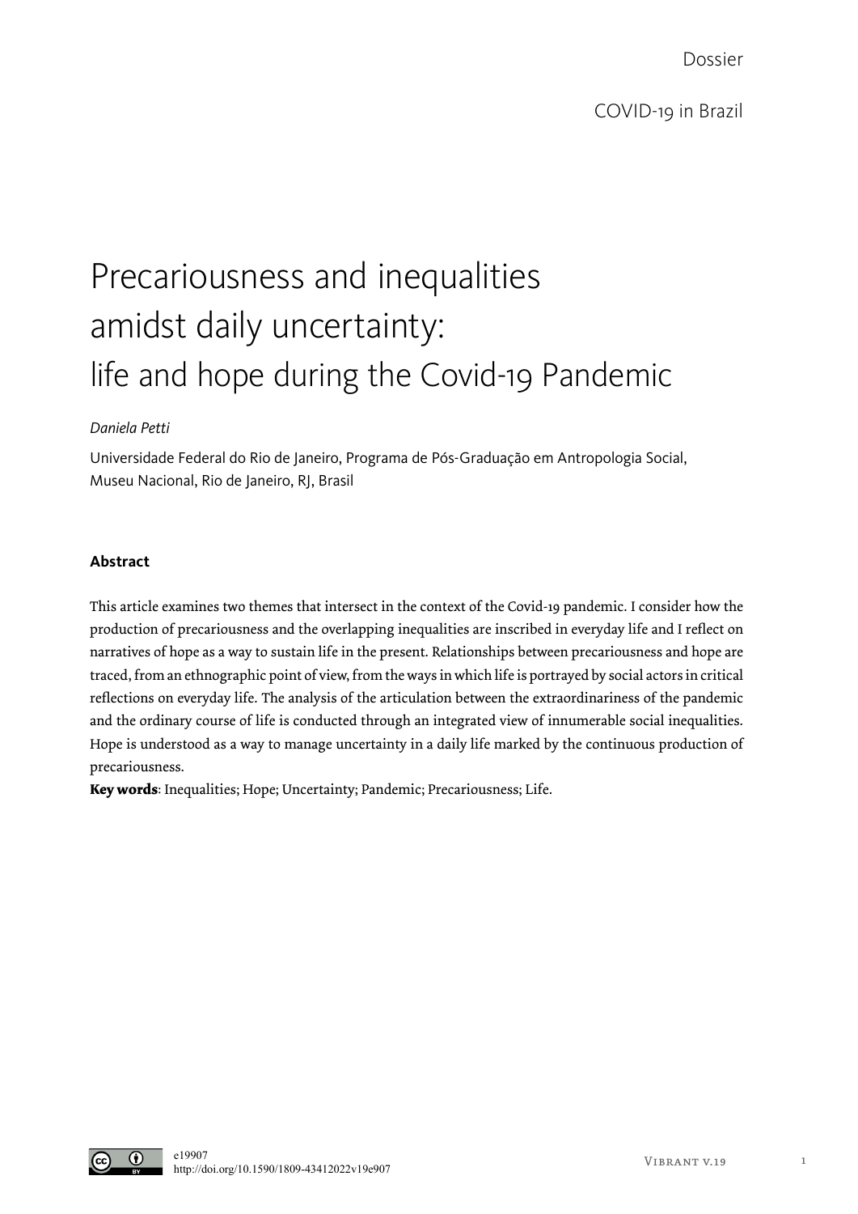Dossier

COVID-19 in Brazil

# Precariousness and inequalities amidst daily uncertainty: life and hope during the Covid-19 Pandemic

*Daniela Petti*

Universidade Federal do Rio de Janeiro, Programa de Pós-Graduação em Antropologia Social, Museu Nacional, Rio de Janeiro, RJ, Brasil

**Abstract**

This article examines two themes that intersect in the context of the Covid-19 pandemic. I consider how the production of precariousness and the overlapping inequalities are inscribed in everyday life and I reflect on narratives of hope as a way to sustain life in the present. Relationships between precariousness and hope are traced, from an ethnographic point of view, from the ways in which life is portrayed by social actors in critical reflections on everyday life. The analysis of the articulation between the extraordinariness of the pandemic and the ordinary course of life is conducted through an integrated view of innumerable social inequalities. Hope is understood as a way to manage uncertainty in a daily life marked by the continuous production of precariousness.

**Key words**: Inequalities; Hope; Uncertainty; Pandemic; Precariousness; Life.

e19907
http://doi.org/10.1590/1809-43412022v19e907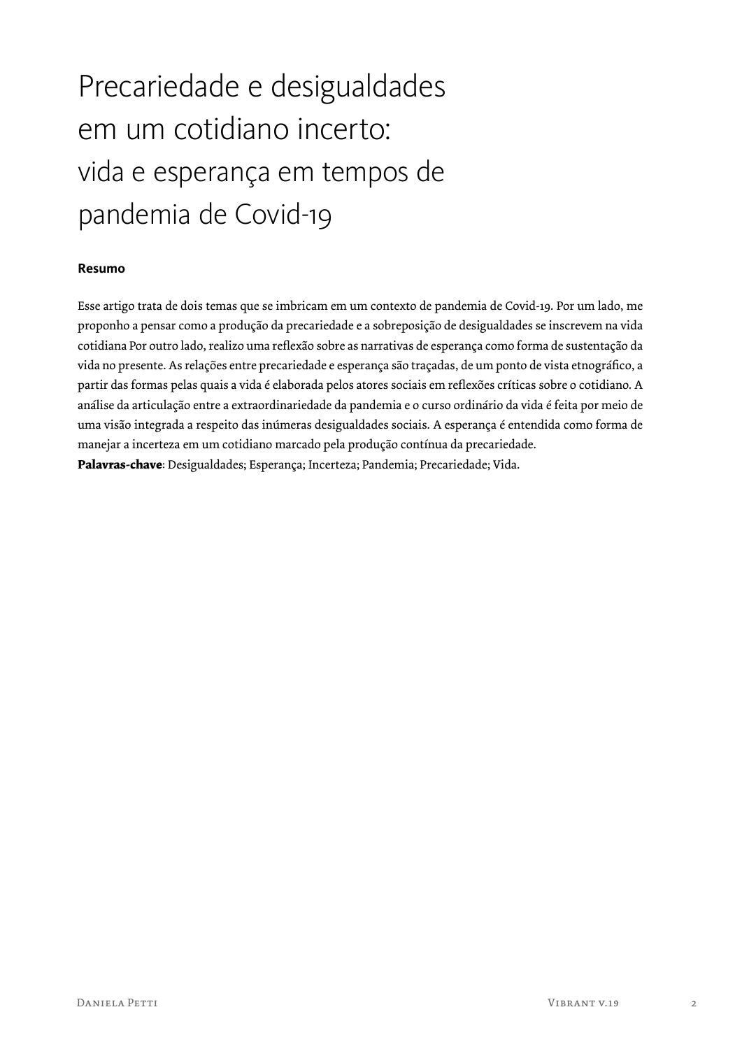# Precariedade e desigualdades em um cotidiano incerto: vida e esperança em tempos de pandemia de Covid-19

**Resumo**

Esse artigo trata de dois temas que se imbricam em um contexto de pandemia de Covid-19. Por um lado, me proponho a pensar como a produção da precariedade e a sobreposição de desigualdades se inscrevem na vida cotidiana Por outro lado, realizo uma reflexão sobre as narrativas de esperança como forma de sustentação da vida no presente. As relações entre precariedade e esperança são traçadas, de um ponto de vista etnográfico, a partir das formas pelas quais a vida é elaborada pelos atores sociais em reflexões críticas sobre o cotidiano. A análise da articulação entre a extraordinariedade da pandemia e o curso ordinário da vida é feita por meio de uma visão integrada a respeito das inúmeras desigualdades sociais. A esperança é entendida como forma de manejar a incerteza em um cotidiano marcado pela produção contínua da precariedade.

**Palavras-chave**: Desigualdades; Esperança; Incerteza; Pandemia; Precariedade; Vida.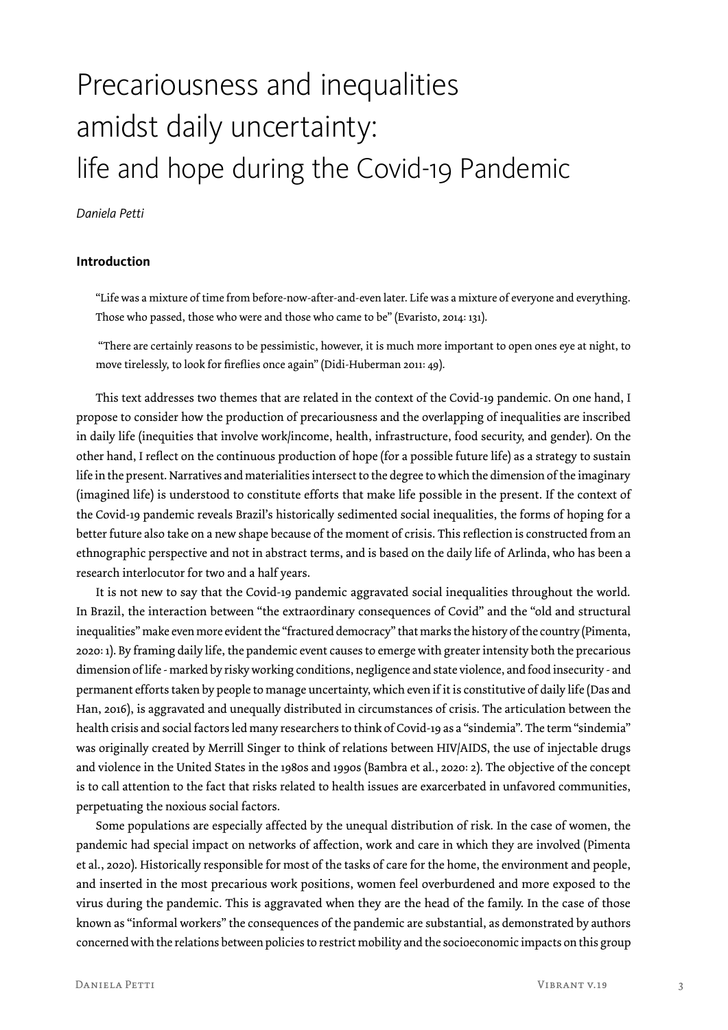# Precariousness and inequalities amidst daily uncertainty: life and hope during the Covid-19 Pandemic

*Daniela Petti*

## Introduction

> "Life was a mixture of time from before-now-after-and-even later. Life was a mixture of everyone and everything. Those who passed, those who were and those who came to be" (Evaristo, 2014: 131).

> "There are certainly reasons to be pessimistic, however, it is much more important to open ones eye at night, to move tirelessly, to look for fireflies once again" (Didi-Huberman 2011: 49).

This text addresses two themes that are related in the context of the Covid-19 pandemic. On one hand, I propose to consider how the production of precariousness and the overlapping of inequalities are inscribed in daily life (inequities that involve work/income, health, infrastructure, food security, and gender). On the other hand, I reflect on the continuous production of hope (for a possible future life) as a strategy to sustain life in the present. Narratives and materialities intersect to the degree to which the dimension of the imaginary (imagined life) is understood to constitute efforts that make life possible in the present. If the context of the Covid-19 pandemic reveals Brazil's historically sedimented social inequalities, the forms of hoping for a better future also take on a new shape because of the moment of crisis. This reflection is constructed from an ethnographic perspective and not in abstract terms, and is based on the daily life of Arlinda, who has been a research interlocutor for two and a half years.

It is not new to say that the Covid-19 pandemic aggravated social inequalities throughout the world. In Brazil, the interaction between "the extraordinary consequences of Covid" and the "old and structural inequalities" make even more evident the "fractured democracy" that marks the history of the country (Pimenta, 2020: 1). By framing daily life, the pandemic event causes to emerge with greater intensity both the precarious dimension of life - marked by risky working conditions, negligence and state violence, and food insecurity - and permanent efforts taken by people to manage uncertainty, which even if it is constitutive of daily life (Das and Han, 2016), is aggravated and unequally distributed in circumstances of crisis. The articulation between the health crisis and social factors led many researchers to think of Covid-19 as a "sindemia". The term "sindemia" was originally created by Merrill Singer to think of relations between HIV/AIDS, the use of injectable drugs and violence in the United States in the 1980s and 1990s (Bambra et al., 2020: 2). The objective of the concept is to call attention to the fact that risks related to health issues are exarcerbated in unfavored communities, perpetuating the noxious social factors.

Some populations are especially affected by the unequal distribution of risk. In the case of women, the pandemic had special impact on networks of affection, work and care in which they are involved (Pimenta et al., 2020). Historically responsible for most of the tasks of care for the home, the environment and people, and inserted in the most precarious work positions, women feel overburdened and more exposed to the virus during the pandemic. This is aggravated when they are the head of the family. In the case of those known as "informal workers" the consequences of the pandemic are substantial, as demonstrated by authors concerned with the relations between policies to restrict mobility and the socioeconomic impacts on this group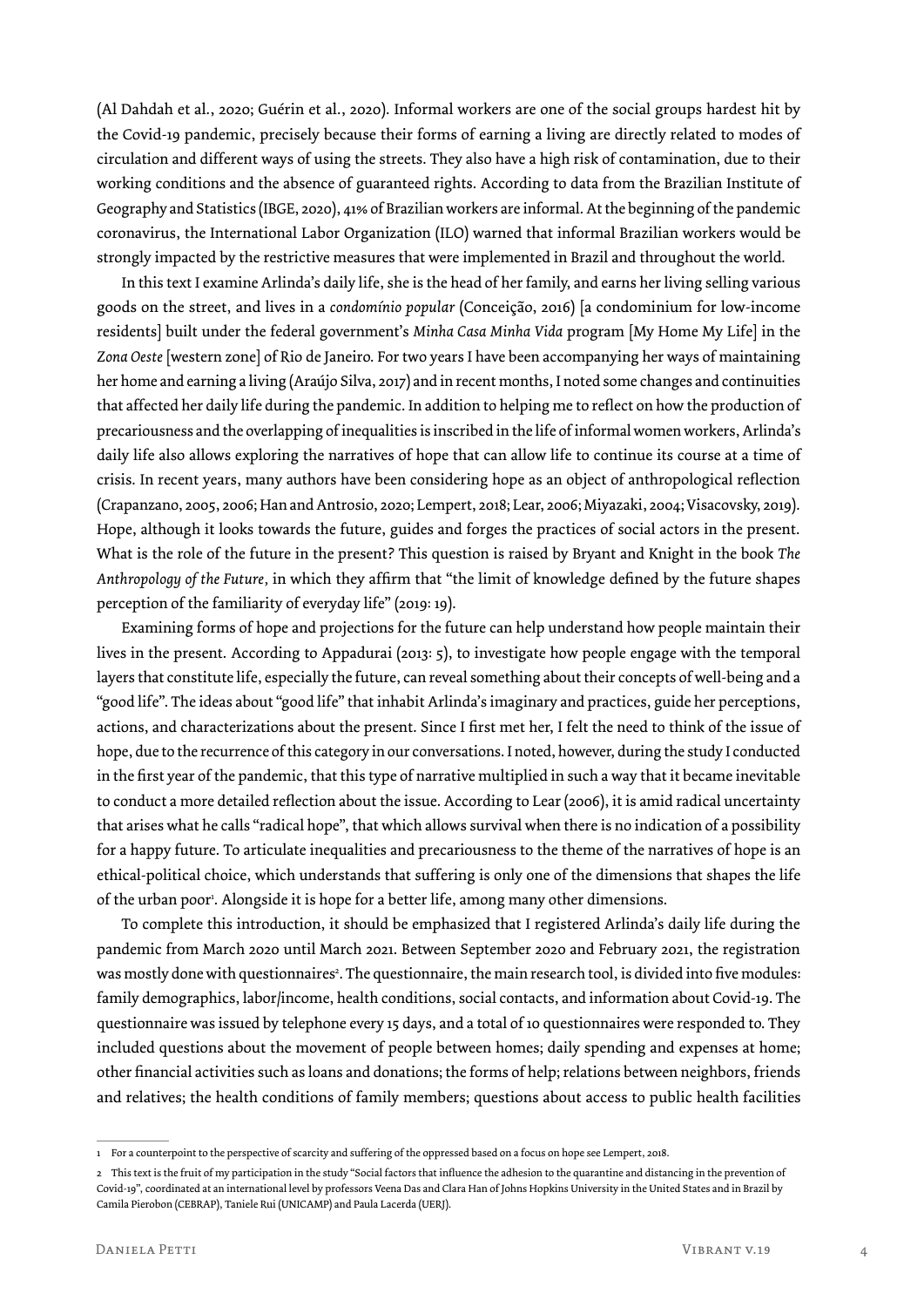(Al Dahdah et al., 2020; Guérin et al., 2020). Informal workers are one of the social groups hardest hit by the Covid-19 pandemic, precisely because their forms of earning a living are directly related to modes of circulation and different ways of using the streets. They also have a high risk of contamination, due to their working conditions and the absence of guaranteed rights. According to data from the Brazilian Institute of Geography and Statistics (IBGE, 2020), 41% of Brazilian workers are informal. At the beginning of the pandemic coronavirus, the International Labor Organization (ILO) warned that informal Brazilian workers would be strongly impacted by the restrictive measures that were implemented in Brazil and throughout the world.

In this text I examine Arlinda's daily life, she is the head of her family, and earns her living selling various goods on the street, and lives in a *condomínio popular* (Conceição, 2016) [a condominium for low-income residents] built under the federal government's *Minha Casa Minha Vida* program [My Home My Life] in the *Zona Oeste* [western zone] of Rio de Janeiro. For two years I have been accompanying her ways of maintaining her home and earning a living (Araújo Silva, 2017) and in recent months, I noted some changes and continuities that affected her daily life during the pandemic. In addition to helping me to reflect on how the production of precariousness and the overlapping of inequalities is inscribed in the life of informal women workers, Arlinda's daily life also allows exploring the narratives of hope that can allow life to continue its course at a time of crisis. In recent years, many authors have been considering hope as an object of anthropological reflection (Crapanzano, 2005, 2006; Han and Antrosio, 2020; Lempert, 2018; Lear, 2006; Miyazaki, 2004; Visacovsky, 2019). Hope, although it looks towards the future, guides and forges the practices of social actors in the present. What is the role of the future in the present? This question is raised by Bryant and Knight in the book *The Anthropology of the Future*, in which they affirm that "the limit of knowledge defined by the future shapes perception of the familiarity of everyday life" (2019: 19).

Examining forms of hope and projections for the future can help understand how people maintain their lives in the present. According to Appadurai (2013: 5), to investigate how people engage with the temporal layers that constitute life, especially the future, can reveal something about their concepts of well-being and a "good life". The ideas about "good life" that inhabit Arlinda's imaginary and practices, guide her perceptions, actions, and characterizations about the present. Since I first met her, I felt the need to think of the issue of hope, due to the recurrence of this category in our conversations. I noted, however, during the study I conducted in the first year of the pandemic, that this type of narrative multiplied in such a way that it became inevitable to conduct a more detailed reflection about the issue. According to Lear (2006), it is amid radical uncertainty that arises what he calls "radical hope", that which allows survival when there is no indication of a possibility for a happy future. To articulate inequalities and precariousness to the theme of the narratives of hope is an ethical-political choice, which understands that suffering is only one of the dimensions that shapes the life of the urban poor[1]. Alongside it is hope for a better life, among many other dimensions.

To complete this introduction, it should be emphasized that I registered Arlinda's daily life during the pandemic from March 2020 until March 2021. Between September 2020 and February 2021, the registration was mostly done with questionnaires[2]. The questionnaire, the main research tool, is divided into five modules: family demographics, labor/income, health conditions, social contacts, and information about Covid-19. The questionnaire was issued by telephone every 15 days, and a total of 10 questionnaires were responded to. They included questions about the movement of people between homes; daily spending and expenses at home; other financial activities such as loans and donations; the forms of help; relations between neighbors, friends and relatives; the health conditions of family members; questions about access to public health facilities

---

1 For a counterpoint to the perspective of scarcity and suffering of the oppressed based on a focus on hope see Lempert, 2018.

2 This text is the fruit of my participation in the study "Social factors that influence the adhesion to the quarantine and distancing in the prevention of Covid-19", coordinated at an international level by professors Veena Das and Clara Han of Johns Hopkins University in the United States and in Brazil by Camila Pierobon (CEBRAP), Taniele Rui (UNICAMP) and Paula Lacerda (UERJ).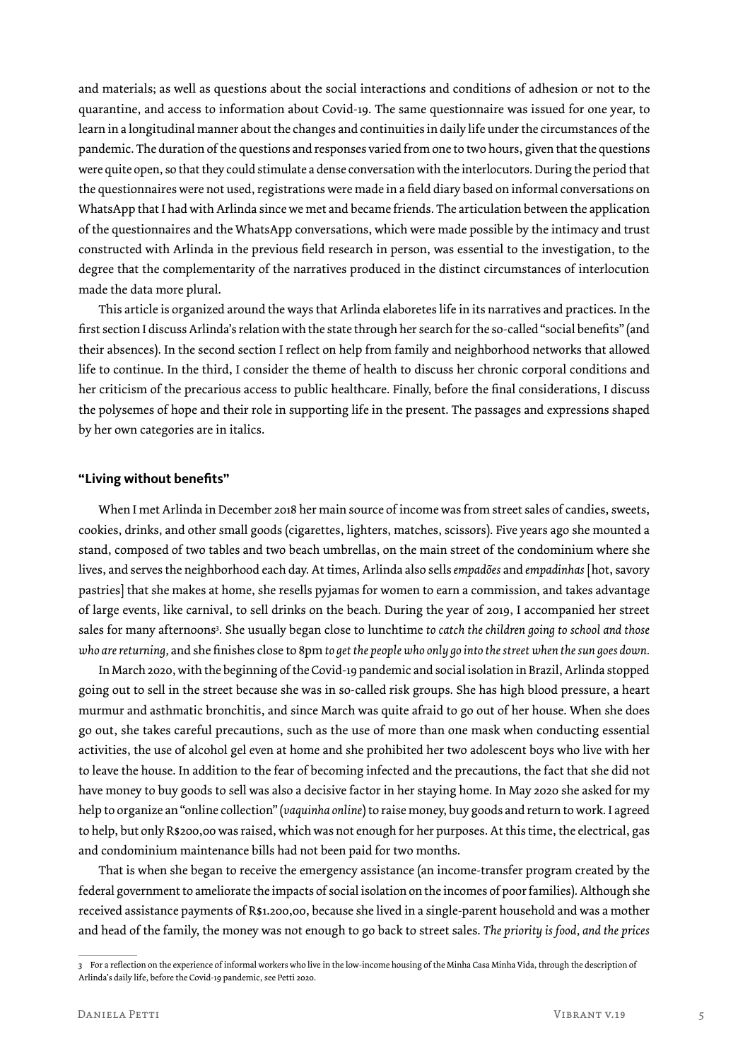and materials; as well as questions about the social interactions and conditions of adhesion or not to the quarantine, and access to information about Covid-19. The same questionnaire was issued for one year, to learn in a longitudinal manner about the changes and continuities in daily life under the circumstances of the pandemic. The duration of the questions and responses varied from one to two hours, given that the questions were quite open, so that they could stimulate a dense conversation with the interlocutors. During the period that the questionnaires were not used, registrations were made in a field diary based on informal conversations on WhatsApp that I had with Arlinda since we met and became friends. The articulation between the application of the questionnaires and the WhatsApp conversations, which were made possible by the intimacy and trust constructed with Arlinda in the previous field research in person, was essential to the investigation, to the degree that the complementarity of the narratives produced in the distinct circumstances of interlocution made the data more plural.

This article is organized around the ways that Arlinda elaboretes life in its narratives and practices. In the first section I discuss Arlinda's relation with the state through her search for the so-called "social benefits" (and their absences). In the second section I reflect on help from family and neighborhood networks that allowed life to continue. In the third, I consider the theme of health to discuss her chronic corporal conditions and her criticism of the precarious access to public healthcare. Finally, before the final considerations, I discuss the polysemes of hope and their role in supporting life in the present. The passages and expressions shaped by her own categories are in italics.

## "Living without benefits"

When I met Arlinda in December 2018 her main source of income was from street sales of candies, sweets, cookies, drinks, and other small goods (cigarettes, lighters, matches, scissors). Five years ago she mounted a stand, composed of two tables and two beach umbrellas, on the main street of the condominium where she lives, and serves the neighborhood each day. At times, Arlinda also sells *empadões* and *empadinhas* [hot, savory pastries] that she makes at home, she resells pyjamas for women to earn a commission, and takes advantage of large events, like carnival, to sell drinks on the beach. During the year of 2019, I accompanied her street sales for many afternoons[3]. She usually began close to lunchtime *to catch the children going to school and those who are returning*, and she finishes close to 8pm *to get the people who only go into the street when the sun goes down*.

In March 2020, with the beginning of the Covid-19 pandemic and social isolation in Brazil, Arlinda stopped going out to sell in the street because she was in so-called risk groups. She has high blood pressure, a heart murmur and asthmatic bronchitis, and since March was quite afraid to go out of her house. When she does go out, she takes careful precautions, such as the use of more than one mask when conducting essential activities, the use of alcohol gel even at home and she prohibited her two adolescent boys who live with her to leave the house. In addition to the fear of becoming infected and the precautions, the fact that she did not have money to buy goods to sell was also a decisive factor in her staying home. In May 2020 she asked for my help to organize an "online collection" (*vaquinha online*) to raise money, buy goods and return to work. I agreed to help, but only R$200,00 was raised, which was not enough for her purposes. At this time, the electrical, gas and condominium maintenance bills had not been paid for two months.

That is when she began to receive the emergency assistance (an income-transfer program created by the federal government to ameliorate the impacts of social isolation on the incomes of poor families). Although she received assistance payments of R$1.200,00, because she lived in a single-parent household and was a mother and head of the family, the money was not enough to go back to street sales. *The priority is food, and the prices*

---

3 For a reflection on the experience of informal workers who live in the low-income housing of the Minha Casa Minha Vida, through the description of Arlinda's daily life, before the Covid-19 pandemic, see Petti 2020.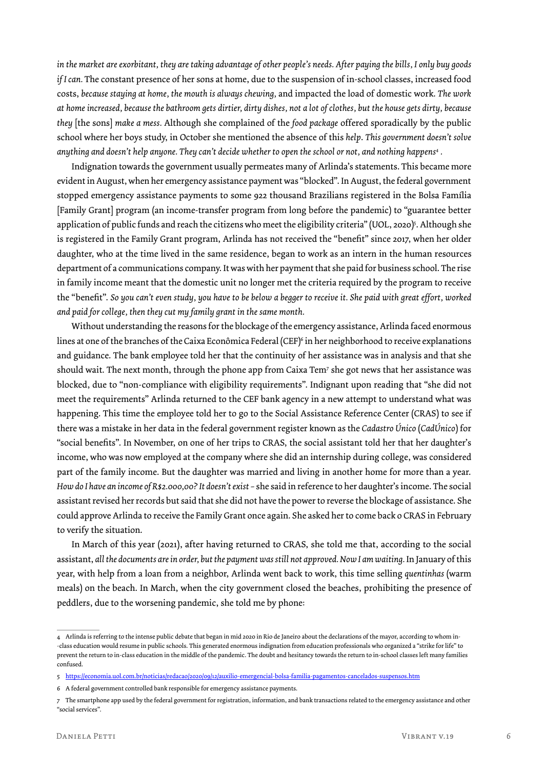*in the market are exorbitant, they are taking advantage of other people's needs. After paying the bills, I only buy goods if I can.* The constant presence of her sons at home, due to the suspension of in-school classes, increased food costs, *because staying at home, the mouth is always chewing,* and impacted the load of domestic work. *The work at home increased, because the bathroom gets dirtier, dirty dishes, not a lot of clothes, but the house gets dirty, because they* [the sons] *make a mess.* Although she complained of the *food package* offered sporadically by the public school where her boys study, in October she mentioned the absence of this *help*. *This government doesn't solve anything and doesn't help anyone. They can't decide whether to open the school or not, and nothing happens*[4] .

Indignation towards the government usually permeates many of Arlinda's statements. This became more evident in August, when her emergency assistance payment was "blocked". In August, the federal government stopped emergency assistance payments to some 922 thousand Brazilians registered in the Bolsa Família [Family Grant] program (an income-transfer program from long before the pandemic) to "guarantee better application of public funds and reach the citizens who meet the eligibility criteria" (UOL, 2020)[5]. Although she is registered in the Family Grant program, Arlinda has not received the "benefit" since 2017, when her older daughter, who at the time lived in the same residence, began to work as an intern in the human resources department of a communications company. It was with her payment that she paid for business school. The rise in family income meant that the domestic unit no longer met the criteria required by the program to receive the "benefit". *So you can't even study, you have to be below a begger to receive it. She paid with great effort, worked and paid for college, then they cut my family grant in the same month.*

Without understanding the reasons for the blockage of the emergency assistance, Arlinda faced enormous lines at one of the branches of the Caixa Econômica Federal (CEF)[6] in her neighborhood to receive explanations and guidance. The bank employee told her that the continuity of her assistance was in analysis and that she should wait. The next month, through the phone app from Caixa Tem[7] she got news that her assistance was blocked, due to "non-compliance with eligibility requirements". Indignant upon reading that "she did not meet the requirements" Arlinda returned to the CEF bank agency in a new attempt to understand what was happening. This time the employee told her to go to the Social Assistance Reference Center (CRAS) to see if there was a mistake in her data in the federal government register known as the *Cadastro Único* (*CadÚnico*) for "social benefits". In November, on one of her trips to CRAS, the social assistant told her that her daughter's income, who was now employed at the company where she did an internship during college, was considered part of the family income. But the daughter was married and living in another home for more than a year. *How do I have an income of R$2.000,00? It doesn't exist* – she said in reference to her daughter's income. The social assistant revised her records but said that she did not have the power to reverse the blockage of assistance. She could approve Arlinda to receive the Family Grant once again. She asked her to come back o CRAS in February to verify the situation.

In March of this year (2021), after having returned to CRAS, she told me that, according to the social assistant, *all the documents are in order, but the payment was still not approved. Now I am waiting.* In January of this year, with help from a loan from a neighbor, Arlinda went back to work, this time selling *quentinhas* (warm meals) on the beach. In March, when the city government closed the beaches, prohibiting the presence of peddlers, due to the worsening pandemic, she told me by phone:

---

4 Arlinda is referring to the intense public debate that began in mid 2020 in Rio de Janeiro about the declarations of the mayor, according to whom in--class education would resume in public schools. This generated enormous indignation from education professionals who organized a "strike for life" to prevent the return to in-class education in the middle of the pandemic. The doubt and hesitancy towards the return to in-school classes left many families confused.

5 https://economia.uol.com.br/noticias/redacao/2020/09/12/auxilio-emergencial-bolsa-familia-pagamentos-cancelados-suspensos.htm

6 A federal government controlled bank responsible for emergency assistance payments.

7 The smartphone app used by the federal government for registration, information, and bank transactions related to the emergency assistance and other "social services".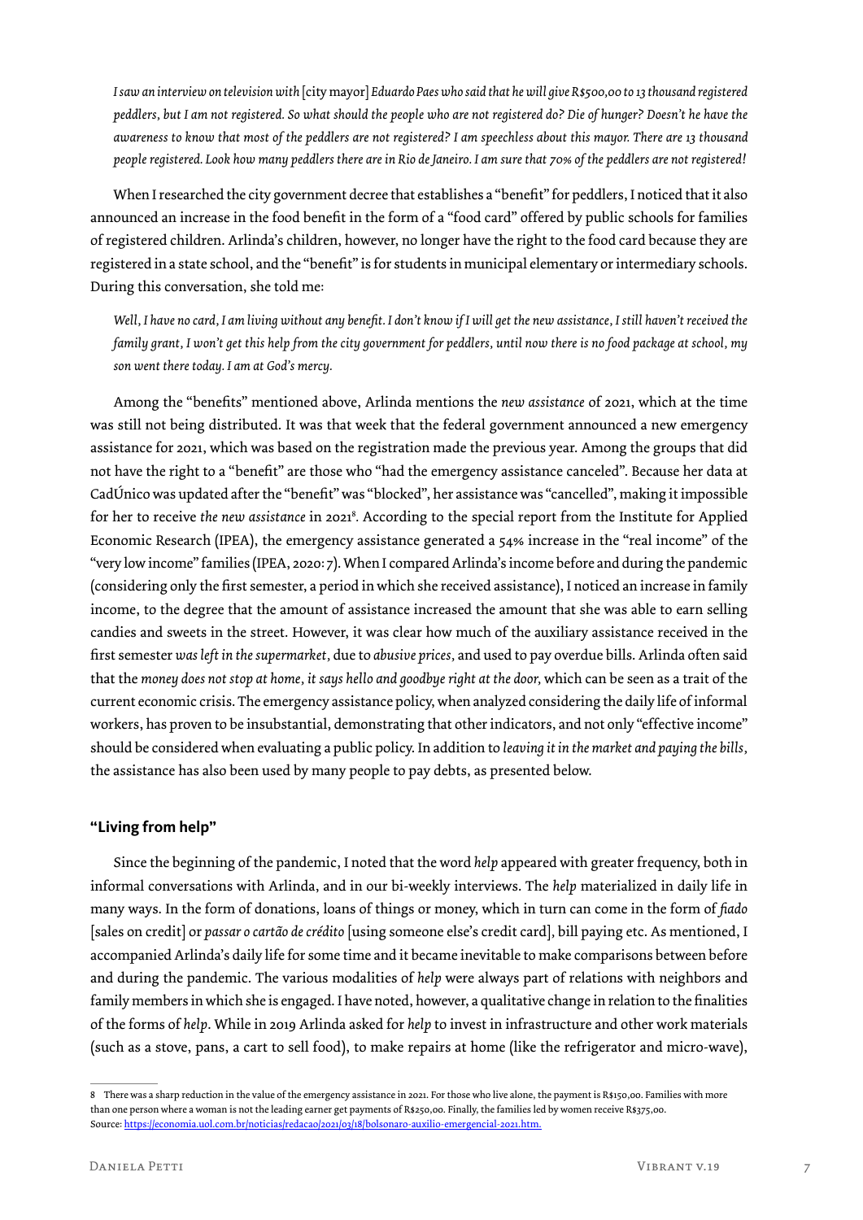*I saw an interview on television with* [city mayor] *Eduardo Paes who said that he will give R$500,00 to 13 thousand registered peddlers, but I am not registered. So what should the people who are not registered do? Die of hunger? Doesn't he have the awareness to know that most of the peddlers are not registered? I am speechless about this mayor. There are 13 thousand people registered. Look how many peddlers there are in Rio de Janeiro. I am sure that 70% of the peddlers are not registered!*

When I researched the city government decree that establishes a "benefit" for peddlers, I noticed that it also announced an increase in the food benefit in the form of a "food card" offered by public schools for families of registered children. Arlinda's children, however, no longer have the right to the food card because they are registered in a state school, and the "benefit" is for students in municipal elementary or intermediary schools. During this conversation, she told me:

*Well, I have no card, I am living without any benefit. I don't know if I will get the new assistance, I still haven't received the family grant, I won't get this help from the city government for peddlers, until now there is no food package at school, my son went there today. I am at God's mercy.*

Among the "benefits" mentioned above, Arlinda mentions the *new assistance* of 2021, which at the time was still not being distributed. It was that week that the federal government announced a new emergency assistance for 2021, which was based on the registration made the previous year. Among the groups that did not have the right to a "benefit" are those who "had the emergency assistance canceled". Because her data at CadÚnico was updated after the "benefit" was "blocked", her assistance was "cancelled", making it impossible for her to receive *the new assistance* in 2021[8]. According to the special report from the Institute for Applied Economic Research (IPEA), the emergency assistance generated a 54% increase in the "real income" of the "very low income" families (IPEA, 2020: 7). When I compared Arlinda's income before and during the pandemic (considering only the first semester, a period in which she received assistance), I noticed an increase in family income, to the degree that the amount of assistance increased the amount that she was able to earn selling candies and sweets in the street. However, it was clear how much of the auxiliary assistance received in the first semester *was left in the supermarket*, due to *abusive prices*, and used to pay overdue bills. Arlinda often said that the *money does not stop at home, it says hello and goodbye right at the door,* which can be seen as a trait of the current economic crisis. The emergency assistance policy, when analyzed considering the daily life of informal workers, has proven to be insubstantial, demonstrating that other indicators, and not only "effective income" should be considered when evaluating a public policy. In addition to *leaving it in the market and paying the bills*, the assistance has also been used by many people to pay debts, as presented below.

## "Living from help"

Since the beginning of the pandemic, I noted that the word *help* appeared with greater frequency, both in informal conversations with Arlinda, and in our bi-weekly interviews. The *help* materialized in daily life in many ways. In the form of donations, loans of things or money, which in turn can come in the form of *fiado* [sales on credit] or *passar o cartão de crédito* [using someone else's credit card], bill paying etc. As mentioned, I accompanied Arlinda's daily life for some time and it became inevitable to make comparisons between before and during the pandemic. The various modalities of *help* were always part of relations with neighbors and family members in which she is engaged. I have noted, however, a qualitative change in relation to the finalities of the forms of *help*. While in 2019 Arlinda asked for *help* to invest in infrastructure and other work materials (such as a stove, pans, a cart to sell food), to make repairs at home (like the refrigerator and micro-wave),

---

8 There was a sharp reduction in the value of the emergency assistance in 2021. For those who live alone, the payment is R$150,00. Families with more than one person where a woman is not the leading earner get payments of R$250,00. Finally, the families led by women receive R$375,00. Source: https://economia.uol.com.br/noticias/redacao/2021/03/18/bolsonaro-auxilio-emergencial-2021.htm.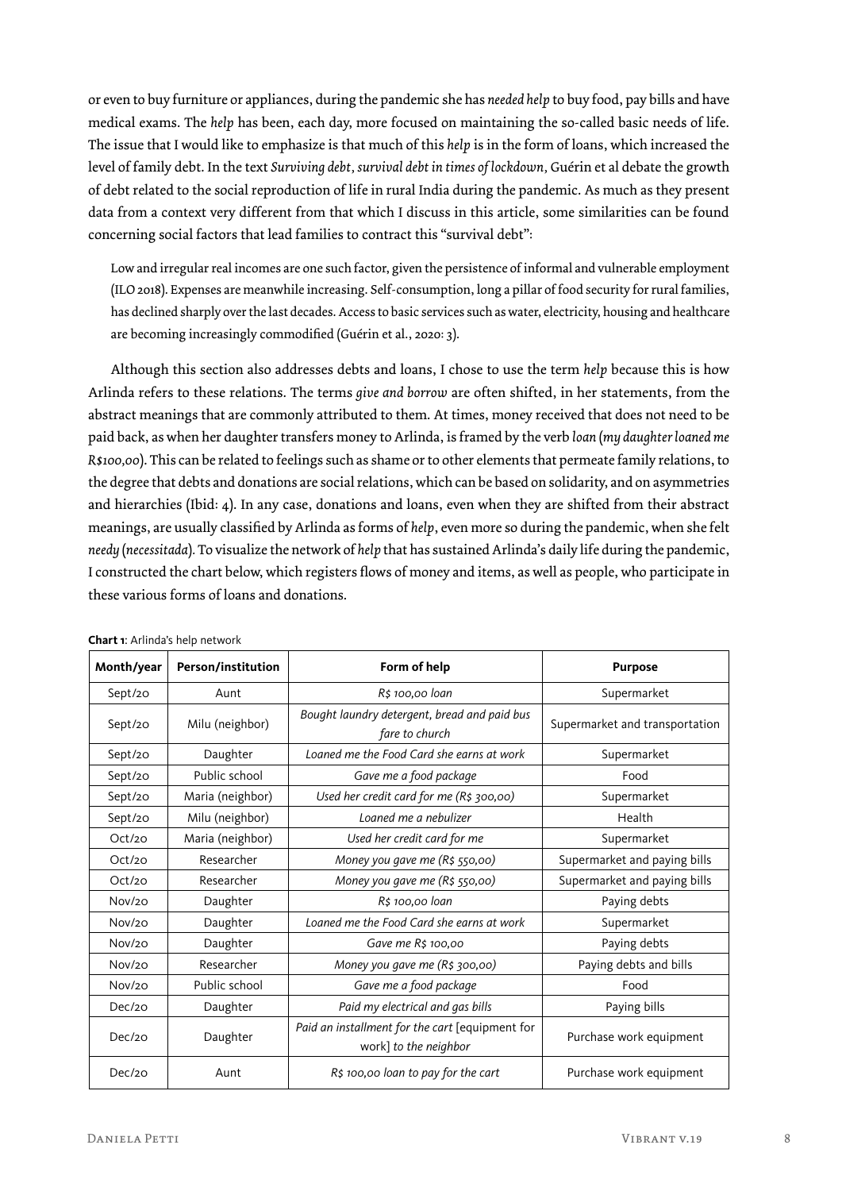or even to buy furniture or appliances, during the pandemic she has *needed help* to buy food, pay bills and have medical exams. The *help* has been, each day, more focused on maintaining the so-called basic needs of life. The issue that I would like to emphasize is that much of this *help* is in the form of loans, which increased the level of family debt. In the text *Surviving debt, survival debt in times of lockdown*, Guérin et al debate the growth of debt related to the social reproduction of life in rural India during the pandemic. As much as they present data from a context very different from that which I discuss in this article, some similarities can be found concerning social factors that lead families to contract this "survival debt":

> Low and irregular real incomes are one such factor, given the persistence of informal and vulnerable employment (ILO 2018). Expenses are meanwhile increasing. Self-consumption, long a pillar of food security for rural families, has declined sharply over the last decades. Access to basic services such as water, electricity, housing and healthcare are becoming increasingly commodified (Guérin et al., 2020: 3).

Although this section also addresses debts and loans, I chose to use the term *help* because this is how Arlinda refers to these relations. The terms *give and borrow* are often shifted, in her statements, from the abstract meanings that are commonly attributed to them. At times, money received that does not need to be paid back, as when her daughter transfers money to Arlinda, is framed by the verb *loan* (*my daughter loaned me R$100,00*). This can be related to feelings such as shame or to other elements that permeate family relations, to the degree that debts and donations are social relations, which can be based on solidarity, and on asymmetries and hierarchies (Ibid: 4). In any case, donations and loans, even when they are shifted from their abstract meanings, are usually classified by Arlinda as forms of *help*, even more so during the pandemic, when she felt *needy* (*necessitada*). To visualize the network of *help* that has sustained Arlinda's daily life during the pandemic, I constructed the chart below, which registers flows of money and items, as well as people, who participate in these various forms of loans and donations.

**Chart 1**: Arlinda's help network

| Month/year | Person/institution | Form of help | Purpose |
|---|---|---|---|
| Sept/20 | Aunt | *R$ 100,00 loan* | Supermarket |
| Sept/20 | Milu (neighbor) | *Bought laundry detergent, bread and paid bus fare to church* | Supermarket and transportation |
| Sept/20 | Daughter | *Loaned me the Food Card she earns at work* | Supermarket |
| Sept/20 | Public school | *Gave me a food package* | Food |
| Sept/20 | Maria (neighbor) | *Used her credit card for me (R$ 300,00)* | Supermarket |
| Sept/20 | Milu (neighbor) | *Loaned me a nebulizer* | Health |
| Oct/20 | Maria (neighbor) | *Used her credit card for me* | Supermarket |
| Oct/20 | Researcher | *Money you gave me (R$ 550,00)* | Supermarket and paying bills |
| Oct/20 | Researcher | *Money you gave me (R$ 550,00)* | Supermarket and paying bills |
| Nov/20 | Daughter | *R$ 100,00 loan* | Paying debts |
| Nov/20 | Daughter | *Loaned me the Food Card she earns at work* | Supermarket |
| Nov/20 | Daughter | *Gave me R$ 100,00* | Paying debts |
| Nov/20 | Researcher | *Money you gave me (R$ 300,00)* | Paying debts and bills |
| Nov/20 | Public school | *Gave me a food package* | Food |
| Dec/20 | Daughter | *Paid my electrical and gas bills* | Paying bills |
| Dec/20 | Daughter | *Paid an installment for the cart* [equipment for work] *to the neighbor* | Purchase work equipment |
| Dec/20 | Aunt | *R$ 100,00 loan to pay for the cart* | Purchase work equipment |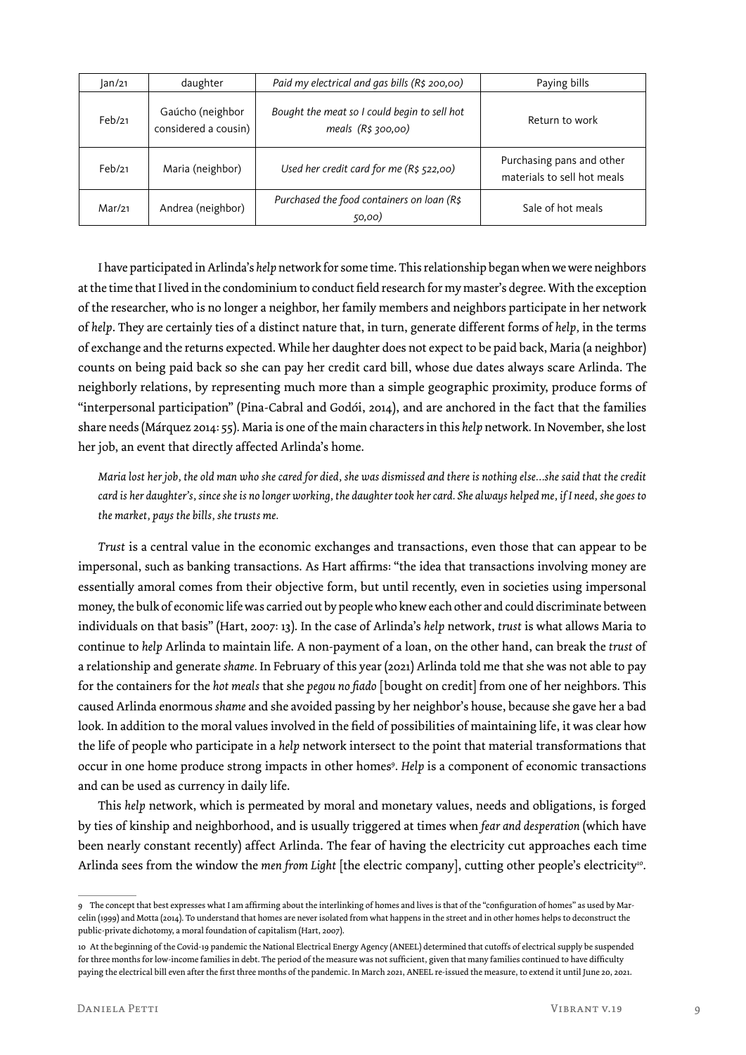| Jan/21 | daughter | *Paid my electrical and gas bills (R$ 200,00)* | Paying bills |
|---|---|---|---|
| Feb/21 | Gaúcho (neighbor considered a cousin) | *Bought the meat so I could begin to sell hot meals (R$ 300,00)* | Return to work |
| Feb/21 | Maria (neighbor) | *Used her credit card for me (R$ 522,00)* | Purchasing pans and other materials to sell hot meals |
| Mar/21 | Andrea (neighbor) | *Purchased the food containers on loan (R$ 50,00)* | Sale of hot meals |

I have participated in Arlinda's *help* network for some time. This relationship began when we were neighbors at the time that I lived in the condominium to conduct field research for my master's degree. With the exception of the researcher, who is no longer a neighbor, her family members and neighbors participate in her network of *help*. They are certainly ties of a distinct nature that, in turn, generate different forms of *help*, in the terms of exchange and the returns expected. While her daughter does not expect to be paid back, Maria (a neighbor) counts on being paid back so she can pay her credit card bill, whose due dates always scare Arlinda. The neighborly relations, by representing much more than a simple geographic proximity, produce forms of "interpersonal participation" (Pina-Cabral and Godói, 2014), and are anchored in the fact that the families share needs (Márquez 2014: 55). Maria is one of the main characters in this *help* network. In November, she lost her job, an event that directly affected Arlinda's home.

> *Maria lost her job, the old man who she cared for died, she was dismissed and there is nothing else...she said that the credit card is her daughter's, since she is no longer working, the daughter took her card. She always helped me, if I need, she goes to the market, pays the bills, she trusts me.*

*Trust* is a central value in the economic exchanges and transactions, even those that can appear to be impersonal, such as banking transactions. As Hart affirms: "the idea that transactions involving money are essentially amoral comes from their objective form, but until recently, even in societies using impersonal money, the bulk of economic life was carried out by people who knew each other and could discriminate between individuals on that basis" (Hart, 2007: 13). In the case of Arlinda's *help* network, *trust* is what allows Maria to continue to *help* Arlinda to maintain life. A non-payment of a loan, on the other hand, can break the *trust* of a relationship and generate *shame*. In February of this year (2021) Arlinda told me that she was not able to pay for the containers for the *hot meals* that she *pegou no fiado* [bought on credit] from one of her neighbors. This caused Arlinda enormous *shame* and she avoided passing by her neighbor's house, because she gave her a bad look. In addition to the moral values involved in the field of possibilities of maintaining life, it was clear how the life of people who participate in a *help* network intersect to the point that material transformations that occur in one home produce strong impacts in other homes[9]. *Help* is a component of economic transactions and can be used as currency in daily life.

This *help* network, which is permeated by moral and monetary values, needs and obligations, is forged by ties of kinship and neighborhood, and is usually triggered at times when *fear and desperation* (which have been nearly constant recently) affect Arlinda. The fear of having the electricity cut approaches each time Arlinda sees from the window the *men from Light* [the electric company], cutting other people's electricity[10].

---

9 The concept that best expresses what I am affirming about the interlinking of homes and lives is that of the "configuration of homes" as used by Marcelin (1999) and Motta (2014). To understand that homes are never isolated from what happens in the street and in other homes helps to deconstruct the public-private dichotomy, a moral foundation of capitalism (Hart, 2007).

10 At the beginning of the Covid-19 pandemic the National Electrical Energy Agency (ANEEL) determined that cutoffs of electrical supply be suspended for three months for low-income families in debt. The period of the measure was not sufficient, given that many families continued to have difficulty paying the electrical bill even after the first three months of the pandemic. In March 2021, ANEEL re-issued the measure, to extend it until June 20, 2021.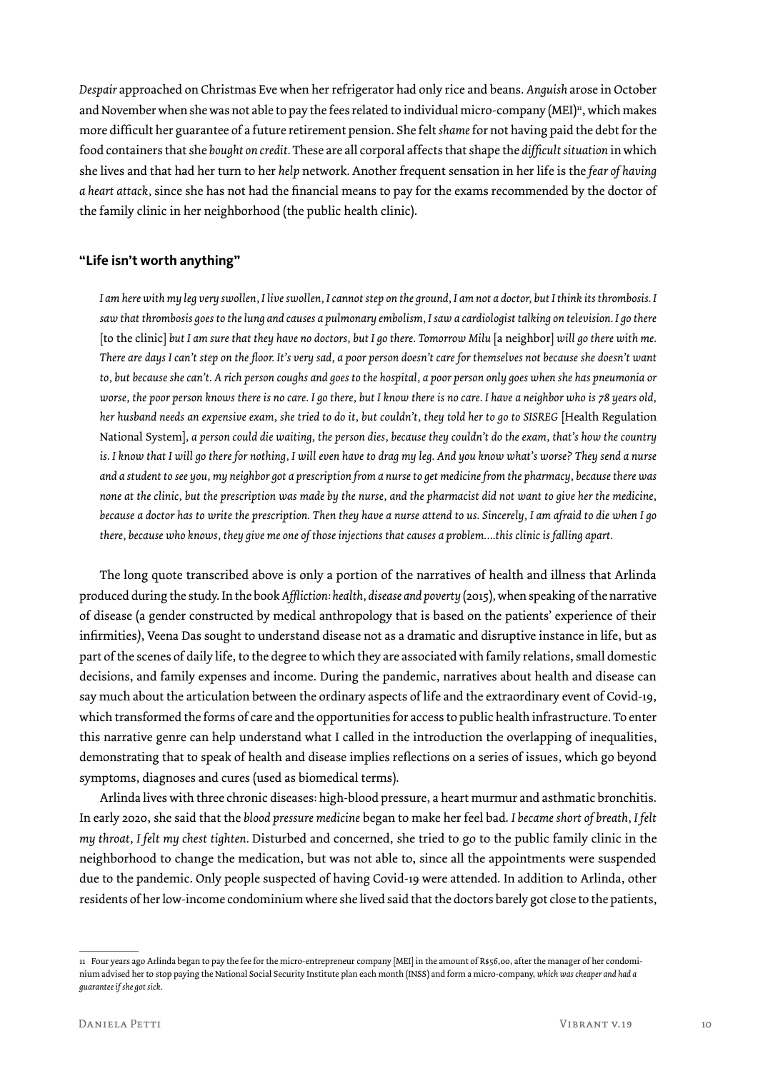*Despair* approached on Christmas Eve when her refrigerator had only rice and beans. *Anguish* arose in October and November when she was not able to pay the fees related to individual micro-company (MEI)[11], which makes more difficult her guarantee of a future retirement pension. She felt *shame* for not having paid the debt for the food containers that she *bought on credit*. These are all corporal affects that shape the *difficult situation* in which she lives and that had her turn to her *help* network. Another frequent sensation in her life is the *fear of having a heart attack*, since she has not had the financial means to pay for the exams recommended by the doctor of the family clinic in her neighborhood (the public health clinic).

### "Life isn't worth anything"

*I am here with my leg very swollen, I live swollen, I cannot step on the ground, I am not a doctor, but I think its thrombosis. I saw that thrombosis goes to the lung and causes a pulmonary embolism, I saw a cardiologist talking on television. I go there* [to the clinic] *but I am sure that they have no doctors, but I go there. Tomorrow Milu* [a neighbor] *will go there with me. There are days I can't step on the floor. It's very sad, a poor person doesn't care for themselves not because she doesn't want to, but because she can't. A rich person coughs and goes to the hospital, a poor person only goes when she has pneumonia or worse, the poor person knows there is no care. I go there, but I know there is no care. I have a neighbor who is 78 years old, her husband needs an expensive exam, she tried to do it, but couldn't, they told her to go to SISREG* [Health Regulation National System], *a person could die waiting, the person dies, because they couldn't do the exam, that's how the country is. I know that I will go there for nothing, I will even have to drag my leg. And you know what's worse? They send a nurse and a student to see you, my neighbor got a prescription from a nurse to get medicine from the pharmacy, because there was none at the clinic, but the prescription was made by the nurse, and the pharmacist did not want to give her the medicine, because a doctor has to write the prescription. Then they have a nurse attend to us. Sincerely, I am afraid to die when I go there, because who knows, they give me one of those injections that causes a problem....this clinic is falling apart.*

The long quote transcribed above is only a portion of the narratives of health and illness that Arlinda produced during the study. In the book *Affliction: health, disease and poverty* (2015), when speaking of the narrative of disease (a gender constructed by medical anthropology that is based on the patients' experience of their infirmities), Veena Das sought to understand disease not as a dramatic and disruptive instance in life, but as part of the scenes of daily life, to the degree to which they are associated with family relations, small domestic decisions, and family expenses and income. During the pandemic, narratives about health and disease can say much about the articulation between the ordinary aspects of life and the extraordinary event of Covid-19, which transformed the forms of care and the opportunities for access to public health infrastructure. To enter this narrative genre can help understand what I called in the introduction the overlapping of inequalities, demonstrating that to speak of health and disease implies reflections on a series of issues, which go beyond symptoms, diagnoses and cures (used as biomedical terms).

Arlinda lives with three chronic diseases: high-blood pressure, a heart murmur and asthmatic bronchitis. In early 2020, she said that the *blood pressure medicine* began to make her feel bad. *I became short of breath, I felt my throat, I felt my chest tighten.* Disturbed and concerned, she tried to go to the public family clinic in the neighborhood to change the medication, but was not able to, since all the appointments were suspended due to the pandemic. Only people suspected of having Covid-19 were attended. In addition to Arlinda, other residents of her low-income condominium where she lived said that the doctors barely got close to the patients,

---

[11] Four years ago Arlinda began to pay the fee for the micro-entrepreneur company [MEI] in the amount of R$56,00, after the manager of her condominium advised her to stop paying the National Social Security Institute plan each month (INSS) and form a micro-company, *which was cheaper and had a guarantee if she got sick*.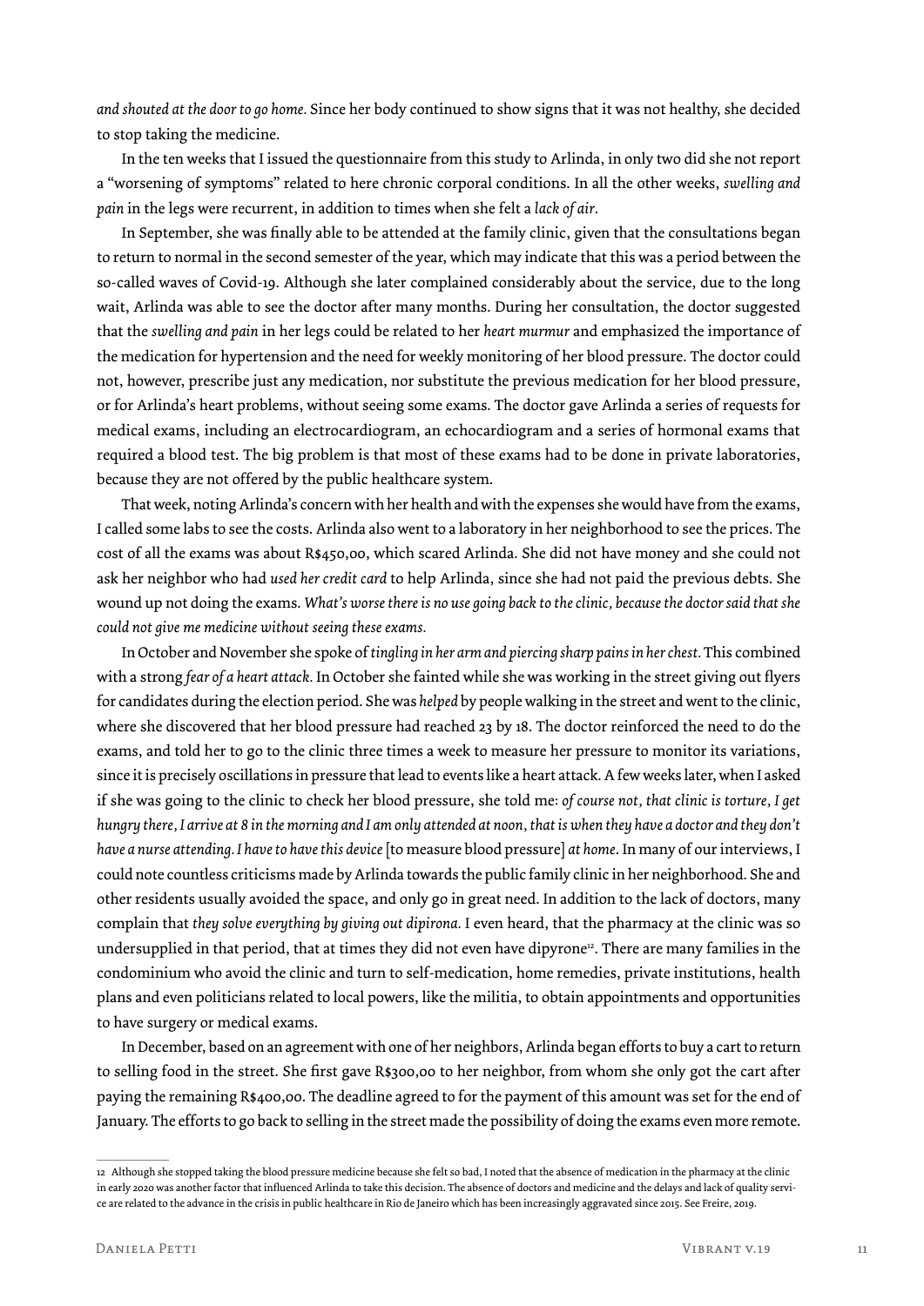*and shouted at the door to go home.* Since her body continued to show signs that it was not healthy, she decided to stop taking the medicine.

In the ten weeks that I issued the questionnaire from this study to Arlinda, in only two did she not report a "worsening of symptoms" related to here chronic corporal conditions. In all the other weeks, *swelling and pain* in the legs were recurrent, in addition to times when she felt a *lack of air*.

In September, she was finally able to be attended at the family clinic, given that the consultations began to return to normal in the second semester of the year, which may indicate that this was a period between the so-called waves of Covid-19. Although she later complained considerably about the service, due to the long wait, Arlinda was able to see the doctor after many months. During her consultation, the doctor suggested that the *swelling and pain* in her legs could be related to her *heart murmur* and emphasized the importance of the medication for hypertension and the need for weekly monitoring of her blood pressure. The doctor could not, however, prescribe just any medication, nor substitute the previous medication for her blood pressure, or for Arlinda's heart problems, without seeing some exams. The doctor gave Arlinda a series of requests for medical exams, including an electrocardiogram, an echocardiogram and a series of hormonal exams that required a blood test. The big problem is that most of these exams had to be done in private laboratories, because they are not offered by the public healthcare system.

That week, noting Arlinda's concern with her health and with the expenses she would have from the exams, I called some labs to see the costs. Arlinda also went to a laboratory in her neighborhood to see the prices. The cost of all the exams was about R$450,00, which scared Arlinda. She did not have money and she could not ask her neighbor who had *used her credit card* to help Arlinda, since she had not paid the previous debts. She wound up not doing the exams. *What's worse there is no use going back to the clinic, because the doctor said that she could not give me medicine without seeing these exams.*

In October and November she spoke of *tingling in her arm and piercing sharp pains in her chest.* This combined with a strong *fear of a heart attack.* In October she fainted while she was working in the street giving out flyers for candidates during the election period. She was *helped* by people walking in the street and went to the clinic, where she discovered that her blood pressure had reached 23 by 18. The doctor reinforced the need to do the exams, and told her to go to the clinic three times a week to measure her pressure to monitor its variations, since it is precisely oscillations in pressure that lead to events like a heart attack. A few weeks later, when I asked if she was going to the clinic to check her blood pressure, she told me: *of course not, that clinic is torture, I get hungry there, I arrive at 8 in the morning and I am only attended at noon, that is when they have a doctor and they don't have a nurse attending. I have to have this device* [to measure blood pressure] *at home.* In many of our interviews, I could note countless criticisms made by Arlinda towards the public family clinic in her neighborhood. She and other residents usually avoided the space, and only go in great need. In addition to the lack of doctors, many complain that *they solve everything by giving out dipirona.* I even heard, that the pharmacy at the clinic was so undersupplied in that period, that at times they did not even have dipyrone[12]. There are many families in the condominium who avoid the clinic and turn to self-medication, home remedies, private institutions, health plans and even politicians related to local powers, like the militia, to obtain appointments and opportunities to have surgery or medical exams.

In December, based on an agreement with one of her neighbors, Arlinda began efforts to buy a cart to return to selling food in the street. She first gave R$300,00 to her neighbor, from whom she only got the cart after paying the remaining R$400,00. The deadline agreed to for the payment of this amount was set for the end of January. The efforts to go back to selling in the street made the possibility of doing the exams even more remote.

---

12 Although she stopped taking the blood pressure medicine because she felt so bad, I noted that the absence of medication in the pharmacy at the clinic in early 2020 was another factor that influenced Arlinda to take this decision. The absence of doctors and medicine and the delays and lack of quality service are related to the advance in the crisis in public healthcare in Rio de Janeiro which has been increasingly aggravated since 2015. See Freire, 2019.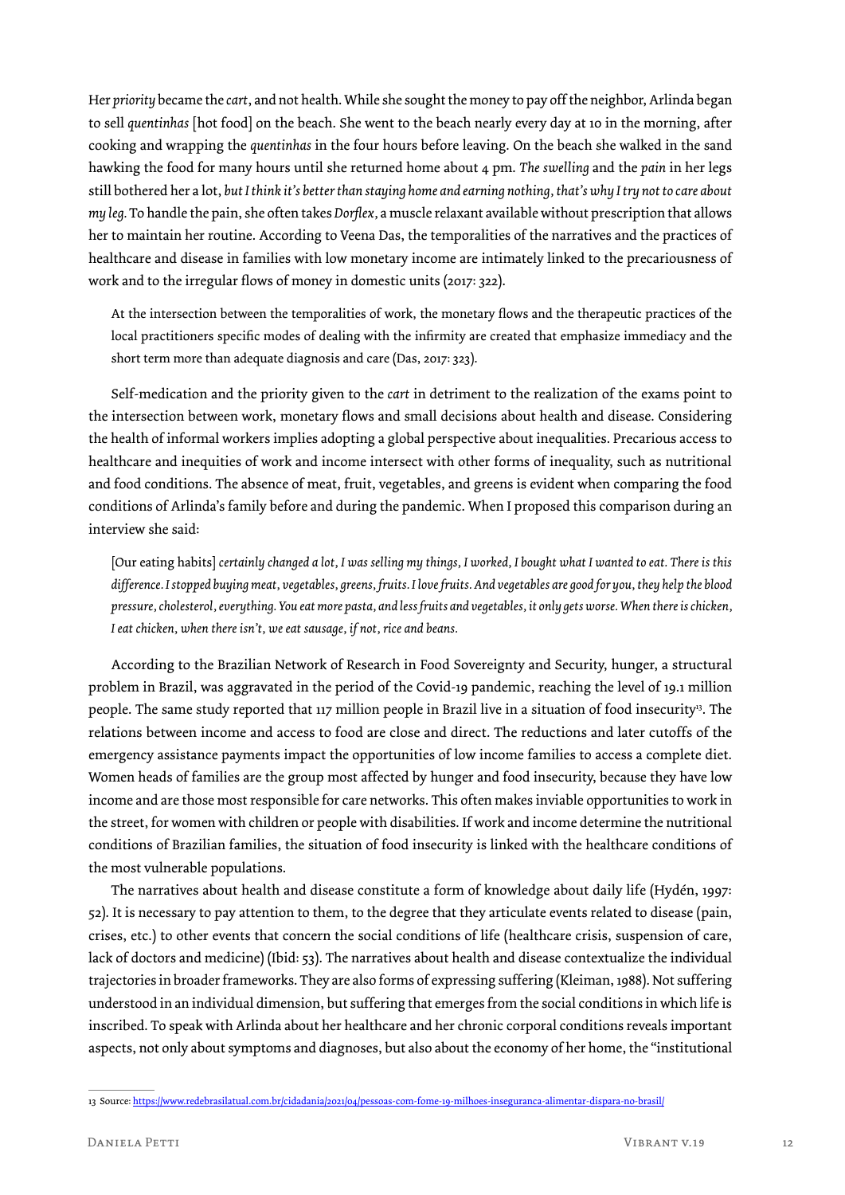Her *priority* became the *cart*, and not health. While she sought the money to pay off the neighbor, Arlinda began to sell *quentinhas* [hot food] on the beach. She went to the beach nearly every day at 10 in the morning, after cooking and wrapping the *quentinhas* in the four hours before leaving. On the beach she walked in the sand hawking the food for many hours until she returned home about 4 pm. *The swelling* and the *pain* in her legs still bothered her a lot, *but I think it's better than staying home and earning nothing, that's why I try not to care about my leg*. To handle the pain, she often takes *Dorflex*, a muscle relaxant available without prescription that allows her to maintain her routine. According to Veena Das, the temporalities of the narratives and the practices of healthcare and disease in families with low monetary income are intimately linked to the precariousness of work and to the irregular flows of money in domestic units (2017: 322).

> At the intersection between the temporalities of work, the monetary flows and the therapeutic practices of the local practitioners specific modes of dealing with the infirmity are created that emphasize immediacy and the short term more than adequate diagnosis and care (Das, 2017: 323).

Self-medication and the priority given to the *cart* in detriment to the realization of the exams point to the intersection between work, monetary flows and small decisions about health and disease. Considering the health of informal workers implies adopting a global perspective about inequalities. Precarious access to healthcare and inequities of work and income intersect with other forms of inequality, such as nutritional and food conditions. The absence of meat, fruit, vegetables, and greens is evident when comparing the food conditions of Arlinda's family before and during the pandemic. When I proposed this comparison during an interview she said:

> [Our eating habits] *certainly changed a lot, I was selling my things, I worked, I bought what I wanted to eat. There is this difference. I stopped buying meat, vegetables, greens, fruits. I love fruits. And vegetables are good for you, they help the blood pressure, cholesterol, everything. You eat more pasta, and less fruits and vegetables, it only gets worse. When there is chicken, I eat chicken, when there isn't, we eat sausage, if not, rice and beans.*

According to the Brazilian Network of Research in Food Sovereignty and Security, hunger, a structural problem in Brazil, was aggravated in the period of the Covid-19 pandemic, reaching the level of 19.1 million people. The same study reported that 117 million people in Brazil live in a situation of food insecurity[13]. The relations between income and access to food are close and direct. The reductions and later cutoffs of the emergency assistance payments impact the opportunities of low income families to access a complete diet. Women heads of families are the group most affected by hunger and food insecurity, because they have low income and are those most responsible for care networks. This often makes inviable opportunities to work in the street, for women with children or people with disabilities. If work and income determine the nutritional conditions of Brazilian families, the situation of food insecurity is linked with the healthcare conditions of the most vulnerable populations.

The narratives about health and disease constitute a form of knowledge about daily life (Hydén, 1997: 52). It is necessary to pay attention to them, to the degree that they articulate events related to disease (pain, crises, etc.) to other events that concern the social conditions of life (healthcare crisis, suspension of care, lack of doctors and medicine) (Ibid: 53). The narratives about health and disease contextualize the individual trajectories in broader frameworks. They are also forms of expressing suffering (Kleiman, 1988). Not suffering understood in an individual dimension, but suffering that emerges from the social conditions in which life is inscribed. To speak with Arlinda about her healthcare and her chronic corporal conditions reveals important aspects, not only about symptoms and diagnoses, but also about the economy of her home, the "institutional

---

13 Source: https://www.redebrasilatual.com.br/cidadania/2021/04/pessoas-com-fome-19-milhoes-inseguranca-alimentar-dispara-no-brasil/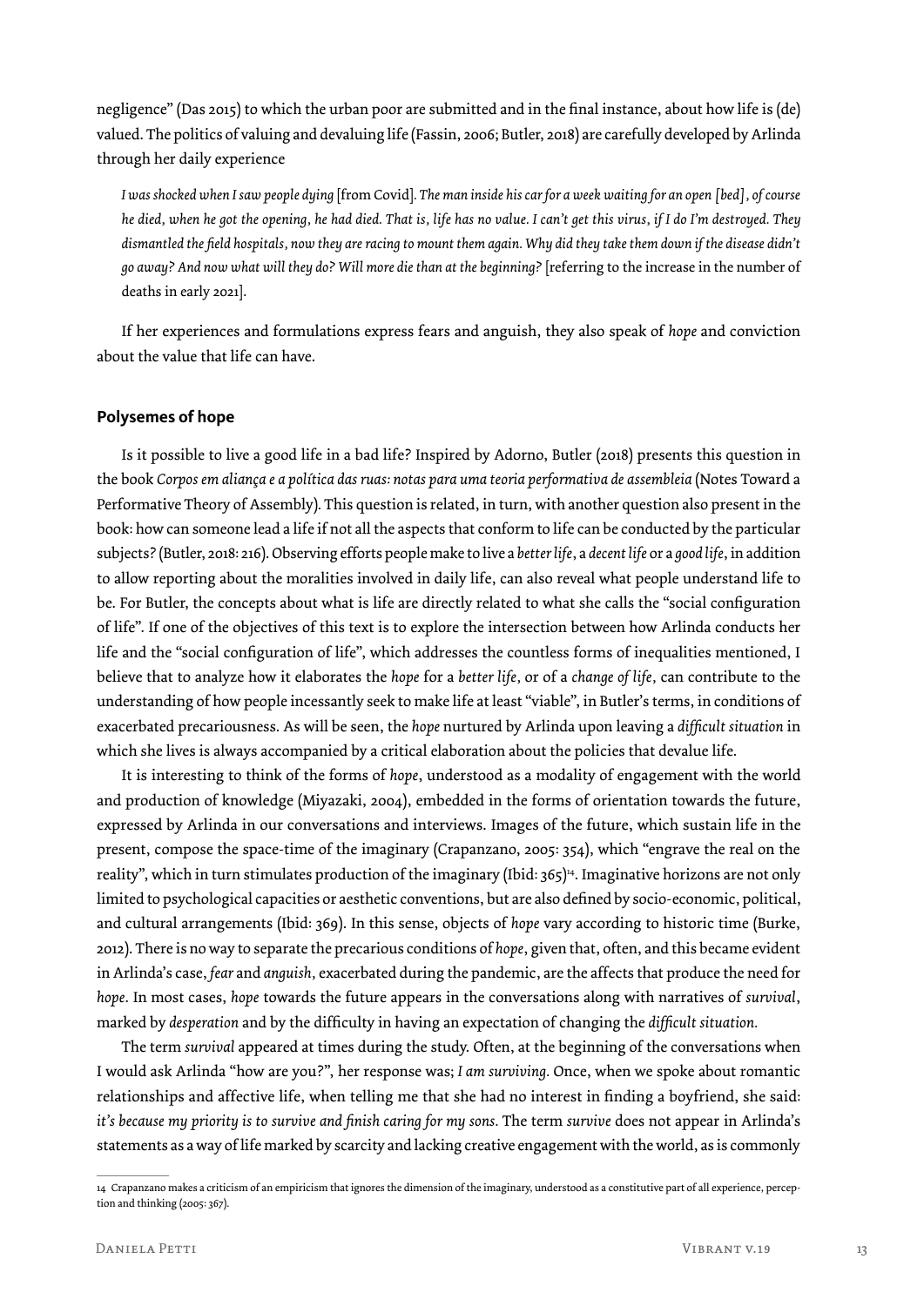negligence" (Das 2015) to which the urban poor are submitted and in the final instance, about how life is (de) valued. The politics of valuing and devaluing life (Fassin, 2006; Butler, 2018) are carefully developed by Arlinda through her daily experience

> *I was shocked when I saw people dying* [from Covid]. *The man inside his car for a week waiting for an open [bed], of course he died, when he got the opening, he had died. That is, life has no value. I can't get this virus, if I do I'm destroyed. They dismantled the field hospitals, now they are racing to mount them again. Why did they take them down if the disease didn't go away? And now what will they do? Will more die than at the beginning?* [referring to the increase in the number of deaths in early 2021].

If her experiences and formulations express fears and anguish, they also speak of *hope* and conviction about the value that life can have.

## Polysemes of hope

Is it possible to live a good life in a bad life? Inspired by Adorno, Butler (2018) presents this question in the book *Corpos em aliança e a política das ruas: notas para uma teoria performativa de assembleia* (Notes Toward a Performative Theory of Assembly). This question is related, in turn, with another question also present in the book: how can someone lead a life if not all the aspects that conform to life can be conducted by the particular subjects? (Butler, 2018: 216). Observing efforts people make to live a *better life*, a *decent life* or a *good life*, in addition to allow reporting about the moralities involved in daily life, can also reveal what people understand life to be. For Butler, the concepts about what is life are directly related to what she calls the "social configuration of life". If one of the objectives of this text is to explore the intersection between how Arlinda conducts her life and the "social configuration of life", which addresses the countless forms of inequalities mentioned, I believe that to analyze how it elaborates the *hope* for a *better life*, or of a *change of life*, can contribute to the understanding of how people incessantly seek to make life at least "viable", in Butler's terms, in conditions of exacerbated precariousness. As will be seen, the *hope* nurtured by Arlinda upon leaving a *difficult situation* in which she lives is always accompanied by a critical elaboration about the policies that devalue life.

It is interesting to think of the forms of *hope*, understood as a modality of engagement with the world and production of knowledge (Miyazaki, 2004), embedded in the forms of orientation towards the future, expressed by Arlinda in our conversations and interviews. Images of the future, which sustain life in the present, compose the space-time of the imaginary (Crapanzano, 2005: 354), which "engrave the real on the reality", which in turn stimulates production of the imaginary (Ibid: 365)[14]. Imaginative horizons are not only limited to psychological capacities or aesthetic conventions, but are also defined by socio-economic, political, and cultural arrangements (Ibid: 369). In this sense, objects of *hope* vary according to historic time (Burke, 2012). There is no way to separate the precarious conditions of *hope*, given that, often, and this became evident in Arlinda's case, *fear* and *anguish*, exacerbated during the pandemic, are the affects that produce the need for *hope*. In most cases, *hope* towards the future appears in the conversations along with narratives of *survival*, marked by *desperation* and by the difficulty in having an expectation of changing the *difficult situation*.

The term *survival* appeared at times during the study. Often, at the beginning of the conversations when I would ask Arlinda "how are you?", her response was; *I am surviving*. Once, when we spoke about romantic relationships and affective life, when telling me that she had no interest in finding a boyfriend, she said: *it's because my priority is to survive and finish caring for my sons*. The term *survive* does not appear in Arlinda's statements as a way of life marked by scarcity and lacking creative engagement with the world, as is commonly

---

14 Crapanzano makes a criticism of an empiricism that ignores the dimension of the imaginary, understood as a constitutive part of all experience, perception and thinking (2005: 367).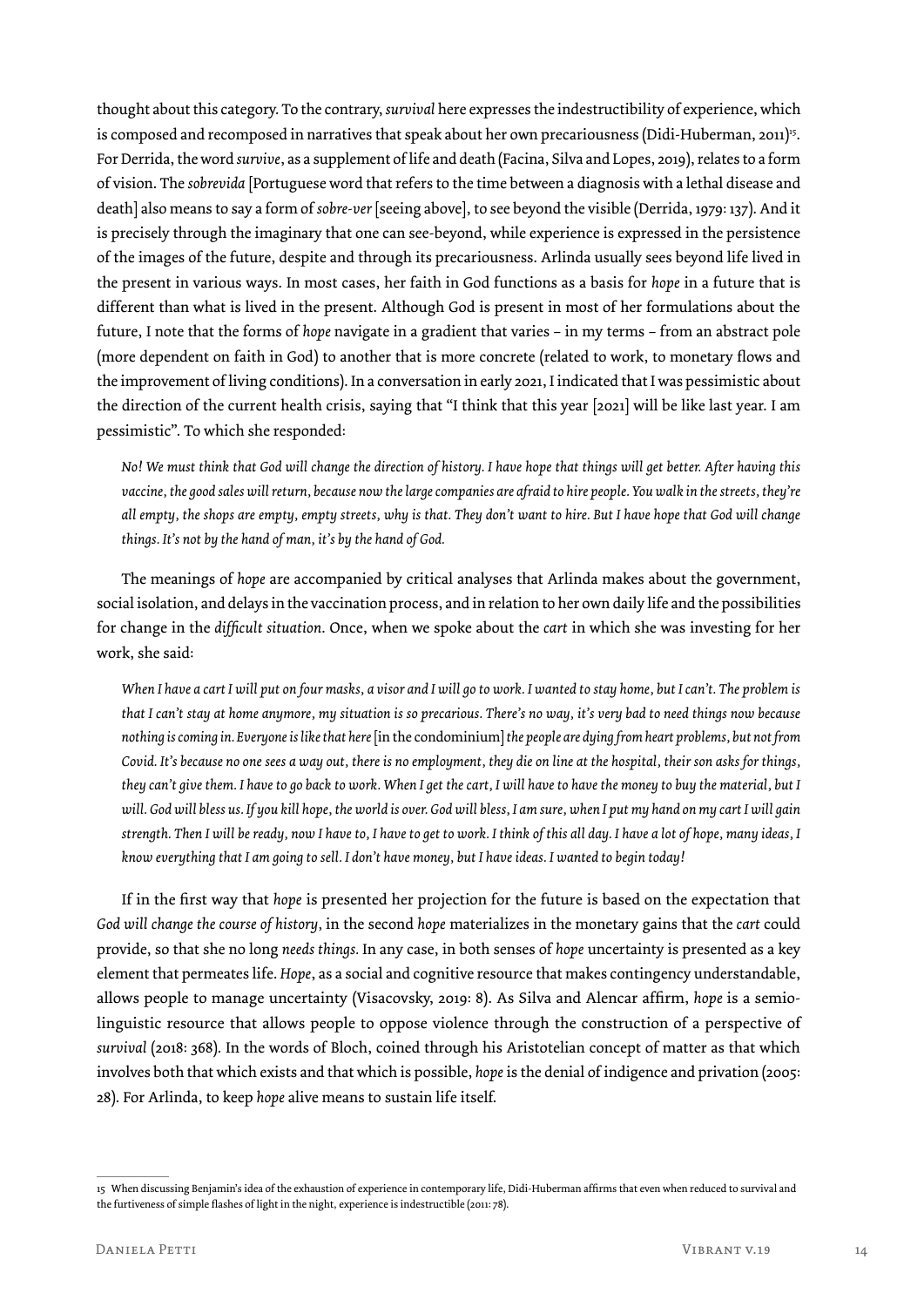thought about this category. To the contrary, *survival* here expresses the indestructibility of experience, which is composed and recomposed in narratives that speak about her own precariousness (Didi-Huberman, 2011)[15]. For Derrida, the word *survive*, as a supplement of life and death (Facina, Silva and Lopes, 2019), relates to a form of vision. The *sobrevida* [Portuguese word that refers to the time between a diagnosis with a lethal disease and death] also means to say a form of *sobre-ver* [seeing above], to see beyond the visible (Derrida, 1979: 137). And it is precisely through the imaginary that one can see-beyond, while experience is expressed in the persistence of the images of the future, despite and through its precariousness. Arlinda usually sees beyond life lived in the present in various ways. In most cases, her faith in God functions as a basis for *hope* in a future that is different than what is lived in the present. Although God is present in most of her formulations about the future, I note that the forms of *hope* navigate in a gradient that varies – in my terms – from an abstract pole (more dependent on faith in God) to another that is more concrete (related to work, to monetary flows and the improvement of living conditions). In a conversation in early 2021, I indicated that I was pessimistic about the direction of the current health crisis, saying that "I think that this year [2021] will be like last year. I am pessimistic". To which she responded:

> *No! We must think that God will change the direction of history. I have hope that things will get better. After having this vaccine, the good sales will return, because now the large companies are afraid to hire people. You walk in the streets, they're all empty, the shops are empty, empty streets, why is that. They don't want to hire. But I have hope that God will change things. It's not by the hand of man, it's by the hand of God.*

The meanings of *hope* are accompanied by critical analyses that Arlinda makes about the government, social isolation, and delays in the vaccination process, and in relation to her own daily life and the possibilities for change in the *difficult situation*. Once, when we spoke about the *cart* in which she was investing for her work, she said:

> *When I have a cart I will put on four masks, a visor and I will go to work. I wanted to stay home, but I can't. The problem is that I can't stay at home anymore, my situation is so precarious. There's no way, it's very bad to need things now because nothing is coming in. Everyone is like that here* [in the condominium] *the people are dying from heart problems, but not from Covid. It's because no one sees a way out, there is no employment, they die on line at the hospital, their son asks for things, they can't give them. I have to go back to work. When I get the cart, I will have to have the money to buy the material, but I will. God will bless us. If you kill hope, the world is over. God will bless, I am sure, when I put my hand on my cart I will gain strength. Then I will be ready, now I have to, I have to get to work. I think of this all day. I have a lot of hope, many ideas, I know everything that I am going to sell. I don't have money, but I have ideas. I wanted to begin today!*

If in the first way that *hope* is presented her projection for the future is based on the expectation that *God will change the course of history*, in the second *hope* materializes in the monetary gains that the *cart* could provide, so that she no long *needs things*. In any case, in both senses of *hope* uncertainty is presented as a key element that permeates life. *Hope*, as a social and cognitive resource that makes contingency understandable, allows people to manage uncertainty (Visacovsky, 2019: 8). As Silva and Alencar affirm, *hope* is a semio-linguistic resource that allows people to oppose violence through the construction of a perspective of *survival* (2018: 368). In the words of Bloch, coined through his Aristotelian concept of matter as that which involves both that which exists and that which is possible, *hope* is the denial of indigence and privation (2005: 28). For Arlinda, to keep *hope* alive means to sustain life itself.

---

15 When discussing Benjamin's idea of the exhaustion of experience in contemporary life, Didi-Huberman affirms that even when reduced to survival and the furtiveness of simple flashes of light in the night, experience is indestructible (2011: 78).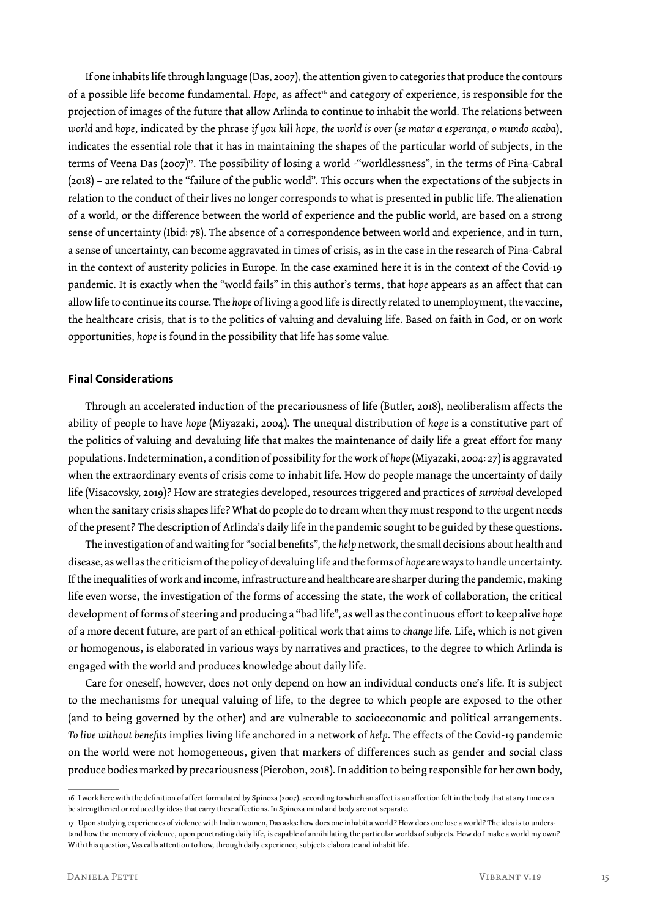If one inhabits life through language (Das, 2007), the attention given to categories that produce the contours of a possible life become fundamental. *Hope*, as affect[16] and category of experience, is responsible for the projection of images of the future that allow Arlinda to continue to inhabit the world. The relations between *world* and *hope*, indicated by the phrase *if you kill hope, the world is over* (*se matar a esperança, o mundo acaba*), indicates the essential role that it has in maintaining the shapes of the particular world of subjects, in the terms of Veena Das (2007)[17]. The possibility of losing a world -"worldlessness", in the terms of Pina-Cabral (2018) – are related to the "failure of the public world". This occurs when the expectations of the subjects in relation to the conduct of their lives no longer corresponds to what is presented in public life. The alienation of a world, or the difference between the world of experience and the public world, are based on a strong sense of uncertainty (Ibid: 78). The absence of a correspondence between world and experience, and in turn, a sense of uncertainty, can become aggravated in times of crisis, as in the case in the research of Pina-Cabral in the context of austerity policies in Europe. In the case examined here it is in the context of the Covid-19 pandemic. It is exactly when the "world fails" in this author's terms, that *hope* appears as an affect that can allow life to continue its course. The *hope* of living a good life is directly related to unemployment, the vaccine, the healthcare crisis, that is to the politics of valuing and devaluing life. Based on faith in God, or on work opportunities, *hope* is found in the possibility that life has some value.

## Final Considerations

Through an accelerated induction of the precariousness of life (Butler, 2018), neoliberalism affects the ability of people to have *hope* (Miyazaki, 2004). The unequal distribution of *hope* is a constitutive part of the politics of valuing and devaluing life that makes the maintenance of daily life a great effort for many populations. Indetermination, a condition of possibility for the work of *hope* (Miyazaki, 2004: 27) is aggravated when the extraordinary events of crisis come to inhabit life. How do people manage the uncertainty of daily life (Visacovsky, 2019)? How are strategies developed, resources triggered and practices of *survival* developed when the sanitary crisis shapes life? What do people do to dream when they must respond to the urgent needs of the present? The description of Arlinda's daily life in the pandemic sought to be guided by these questions.

The investigation of and waiting for "social benefits", the *help* network, the small decisions about health and disease, as well as the criticism of the policy of devaluing life and the forms of *hope* are ways to handle uncertainty. If the inequalities of work and income, infrastructure and healthcare are sharper during the pandemic, making life even worse, the investigation of the forms of accessing the state, the work of collaboration, the critical development of forms of steering and producing a "bad life", as well as the continuous effort to keep alive *hope* of a more decent future, are part of an ethical-political work that aims to *change* life. Life, which is not given or homogenous, is elaborated in various ways by narratives and practices, to the degree to which Arlinda is engaged with the world and produces knowledge about daily life.

Care for oneself, however, does not only depend on how an individual conducts one's life. It is subject to the mechanisms for unequal valuing of life, to the degree to which people are exposed to the other (and to being governed by the other) and are vulnerable to socioeconomic and political arrangements. *To live without benefits* implies living life anchored in a network of *help*. The effects of the Covid-19 pandemic on the world were not homogeneous, given that markers of differences such as gender and social class produce bodies marked by precariousness (Pierobon, 2018). In addition to being responsible for her own body,

16 I work here with the definition of affect formulated by Spinoza (2007), according to which an affect is an affection felt in the body that at any time can be strengthened or reduced by ideas that carry these affections. In Spinoza mind and body are not separate.

17 Upon studying experiences of violence with Indian women, Das asks: how does one inhabit a world? How does one lose a world? The idea is to understand how the memory of violence, upon penetrating daily life, is capable of annihilating the particular worlds of subjects. How do I make a world my own? With this question, Vas calls attention to how, through daily experience, subjects elaborate and inhabit life.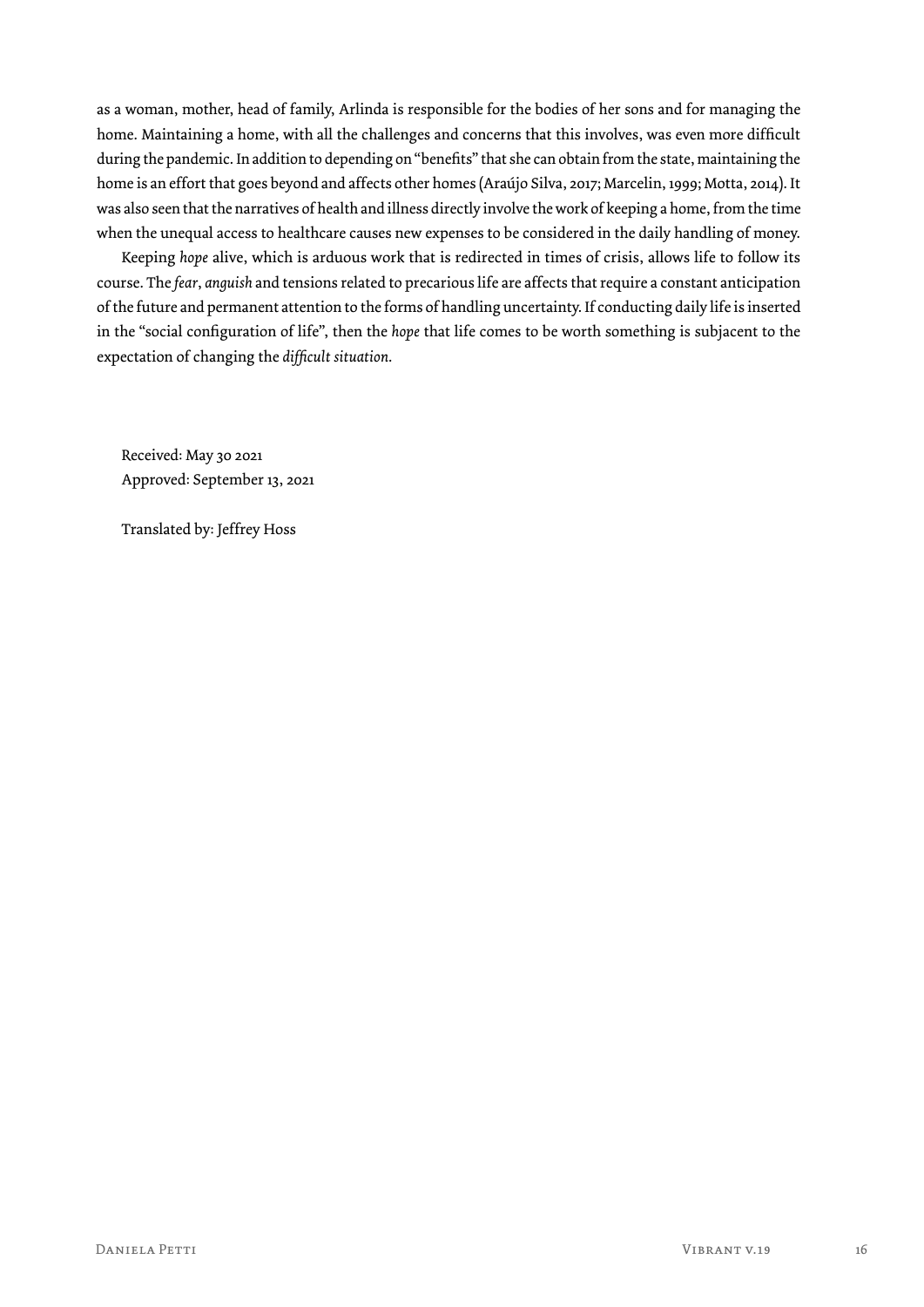as a woman, mother, head of family, Arlinda is responsible for the bodies of her sons and for managing the home. Maintaining a home, with all the challenges and concerns that this involves, was even more difficult during the pandemic. In addition to depending on "benefits" that she can obtain from the state, maintaining the home is an effort that goes beyond and affects other homes (Araújo Silva, 2017; Marcelin, 1999; Motta, 2014). It was also seen that the narratives of health and illness directly involve the work of keeping a home, from the time when the unequal access to healthcare causes new expenses to be considered in the daily handling of money.

Keeping *hope* alive, which is arduous work that is redirected in times of crisis, allows life to follow its course. The *fear*, *anguish* and tensions related to precarious life are affects that require a constant anticipation of the future and permanent attention to the forms of handling uncertainty. If conducting daily life is inserted in the "social configuration of life", then the *hope* that life comes to be worth something is subjacent to the expectation of changing the *difficult situation*.

Received: May 30 2021
Approved: September 13, 2021

Translated by: Jeffrey Hoss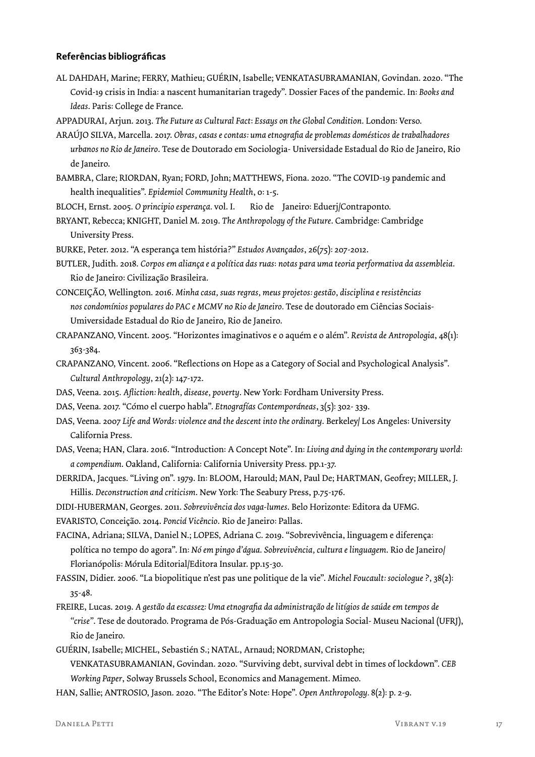#### Referências bibliográficas

AL DAHDAH, Marine; FERRY, Mathieu; GUÉRIN, Isabelle; VENKATASUBRAMANIAN, Govindan. 2020. "The Covid-19 crisis in India: a nascent humanitarian tragedy". Dossier Faces of the pandemic. In: *Books and Ideas*. Paris: College de France.

APPADURAI, Arjun. 2013. *The Future as Cultural Fact: Essays on the Global Condition.* London: Verso.

ARAÚJO SILVA, Marcella. 2017. *Obras, casas e contas: uma etnografia de problemas domésticos de trabalhadores urbanos no Rio de Janeiro*. Tese de Doutorado em Sociologia- Universidade Estadual do Rio de Janeiro, Rio de Janeiro.

BAMBRA, Clare; RIORDAN, Ryan; FORD, John; MATTHEWS, Fiona. 2020. "The COVID-19 pandemic and health inequalities". *Epidemiol Community Health*, 0: 1-5.

BLOCH, Ernst. 2005. *O principio esperança.* vol. I. Rio de Janeiro: Eduerj/Contraponto.

BRYANT, Rebecca; KNIGHT, Daniel M. 2019. *The Anthropology of the Future*. Cambridge: Cambridge University Press.

BURKE, Peter. 2012. "A esperança tem história?" *Estudos Avançados*, 26(75): 207-2012.

BUTLER, Judith. 2018. *Corpos em aliança e a política das ruas: notas para uma teoria performativa da assembleia*. Rio de Janeiro: Civilização Brasileira.

CONCEIÇÃO, Wellington. 2016. *Minha casa, suas regras, meus projetos: gestão, disciplina e resistências nos condomínios populares do PAC e MCMV no Rio de Janeiro.* Tese de doutorado em Ciências Sociais- Umiversidade Estadual do Rio de Janeiro, Rio de Janeiro.

CRAPANZANO, Vincent. 2005. "Horizontes imaginativos e o aquém e o além". *Revista de Antropologia*, 48(1): 363-384.

CRAPANZANO, Vincent. 2006. "Reflections on Hope as a Category of Social and Psychological Analysis". *Cultural Anthropology*, 21(2): 147-172.

DAS, Veena. 2015. *Afliction: health, disease, poverty*. New York: Fordham University Press.

DAS, Veena. 2017. "Cómo el cuerpo habla". *Etnografías Contemporáneas*, 3(5): 302- 339.

DAS, Veena. 2007 *Life and Words: violence and the descent into the ordinary.* Berkeley/ Los Angeles: University California Press.

DAS, Veena; HAN, Clara. 2016. "Introduction: A Concept Note". In: *Living and dying in the contemporary world: a compendium.* Oakland, California: California University Press. pp.1-37.

DERRIDA, Jacques. "Living on". 1979. In: BLOOM, Harould; MAN, Paul De; HARTMAN, Geofrey; MILLER, J. Hillis. *Deconstruction and criticism*. New York: The Seabury Press, p.75-176.

DIDI-HUBERMAN, Georges. 2011. *Sobrevivência dos vaga-lumes*. Belo Horizonte: Editora da UFMG.

EVARISTO, Conceição. 2014. *Ponciá Vicêncio*. Rio de Janeiro: Pallas.

FACINA, Adriana; SILVA, Daniel N.; LOPES, Adriana C. 2019. "Sobrevivência, linguagem e diferença: política no tempo do agora". In: *Nó em pingo d'água. Sobrevivência, cultura e linguagem.* Rio de Janeiro/ Florianópolis: Mórula Editorial/Editora Insular. pp.15-30.

FASSIN, Didier. 2006. "La biopolitique n'est pas une politique de la vie". *Michel Foucault: sociologue ?*, 38(2): 35-48.

FREIRE, Lucas. 2019. *A gestão da escassez: Uma etnografia da administração de litígios de saúde em tempos de "crise"*. Tese de doutorado. Programa de Pós-Graduação em Antropologia Social- Museu Nacional (UFRJ), Rio de Janeiro.

GUÉRIN, Isabelle; MICHEL, Sebastién S.; NATAL, Arnaud; NORDMAN, Cristophe; VENKATASUBRAMANIAN, Govindan. 2020. "Surviving debt, survival debt in times of lockdown". *CEB Working Paper*, Solway Brussels School, Economics and Management. Mimeo.

HAN, Sallie; ANTROSIO, Jason. 2020. "The Editor's Note: Hope". *Open Anthropology*. 8(2): p. 2-9.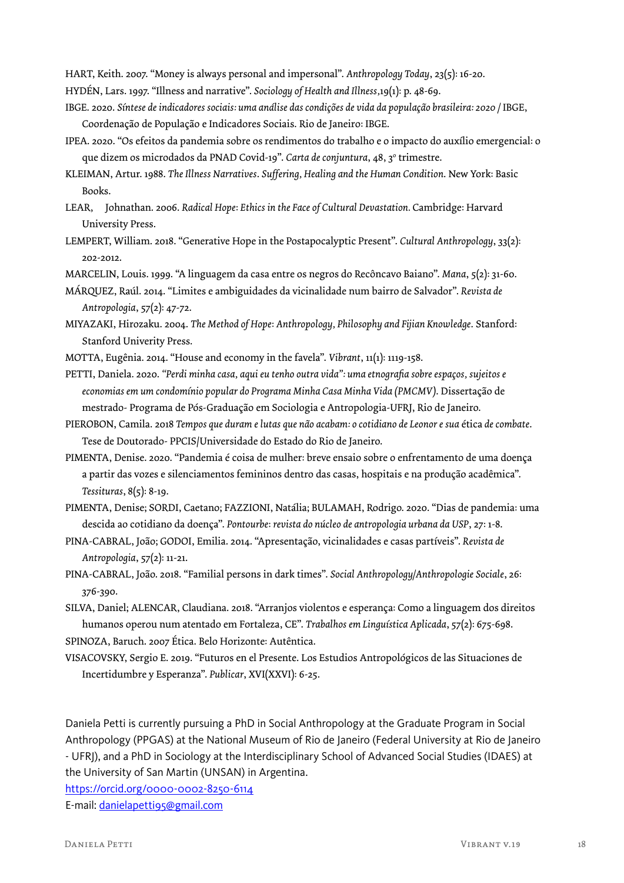HART, Keith. 2007. “Money is always personal and impersonal”. *Anthropology Today*, 23(5): 16-20.

HYDÉN, Lars. 1997. “Illness and narrative”. *Sociology of Health and Illness*,19(1): p. 48-69.

IBGE. 2020. *Síntese de indicadores sociais: uma análise das condições de vida da população brasileira: 2020* / IBGE, Coordenação de População e Indicadores Sociais. Rio de Janeiro: IBGE.

IPEA. 2020. “Os efeitos da pandemia sobre os rendimentos do trabalho e o impacto do auxílio emergencial: o que dizem os microdados da PNAD Covid-19”. *Carta de conjuntura*, 48, 3º trimestre.

KLEIMAN, Artur. 1988. *The Illness Narratives. Suffering, Healing and the Human Condition.* New York: Basic Books.

LEAR, Johnathan. 2006. *Radical Hope: Ethics in the Face of Cultural Devastation.* Cambridge: Harvard University Press.

LEMPERT, William. 2018. “Generative Hope in the Postapocalyptic Present”. *Cultural Anthropology*, 33(2): 202-2012.

MARCELIN, Louis. 1999. “A linguagem da casa entre os negros do Recôncavo Baiano”. *Mana*, 5(2): 31-60.

MÁRQUEZ, Raúl. 2014. “Limites e ambiguidades da vicinalidade num bairro de Salvador”. *Revista de Antropologia*, 57(2): 47-72.

MIYAZAKI, Hirozaku. 2004. *The Method of Hope: Anthropology, Philosophy and Fijian Knowledge.* Stanford: Stanford Univerity Press.

MOTTA, Eugênia. 2014. “House and economy in the favela”. *Vibrant*, 11(1): 1119-158.

PETTI, Daniela. 2020. *“Perdi minha casa, aqui eu tenho outra vida”: uma etnografia sobre espaços, sujeitos e economias em um condomínio popular do Programa Minha Casa Minha Vida (PMCMV).* Dissertação de mestrado- Programa de Pós-Graduação em Sociologia e Antropologia-UFRJ, Rio de Janeiro.

PIEROBON, Camila. 2018 *Tempos que duram e lutas que não acabam: o cotidiano de Leonor e sua* ética *de combate*. Tese de Doutorado- PPCIS/Universidade do Estado do Rio de Janeiro.

PIMENTA, Denise. 2020. “Pandemia é coisa de mulher: breve ensaio sobre o enfrentamento de uma doença a partir das vozes e silenciamentos femininos dentro das casas, hospitais e na produção acadêmica”. *Tessituras*, 8(5): 8-19.

PIMENTA, Denise; SORDI, Caetano; FAZZIONI, Natália; BULAMAH, Rodrigo. 2020. “Dias de pandemia: uma descida ao cotidiano da doença”. *Pontourbe: revista do núcleo de antropologia urbana da USP*, 27: 1-8.

PINA-CABRAL, João; GODOI, Emilia. 2014. “Apresentação, vicinalidades e casas partíveis”. *Revista de Antropologia*, 57(2): 11-21.

PINA-CABRAL, João. 2018. “Familial persons in dark times”. *Social Anthropology/Anthropologie Sociale*, 26: 376-390.

SILVA, Daniel; ALENCAR, Claudiana. 2018. “Arranjos violentos e esperança: Como a linguagem dos direitos humanos operou num atentado em Fortaleza, CE”. *Trabalhos em Linguística Aplicada*, 57(2): 675-698.

SPINOZA, Baruch. 2007 Ética. Belo Horizonte: Autêntica.

VISACOVSKY, Sergio E. 2019. “Futuros en el Presente. Los Estudios Antropológicos de las Situaciones de Incertidumbre y Esperanza”. *Publicar*, XVI(XXVI): 6-25.

Daniela Petti is currently pursuing a PhD in Social Anthropology at the Graduate Program in Social Anthropology (PPGAS) at the National Museum of Rio de Janeiro (Federal University at Rio de Janeiro - UFRJ), and a PhD in Sociology at the Interdisciplinary School of Advanced Social Studies (IDAES) at the University of San Martin (UNSAN) in Argentina.

https://orcid.org/0000-0002-8250-6114

E-mail: danielapetti95@gmail.com